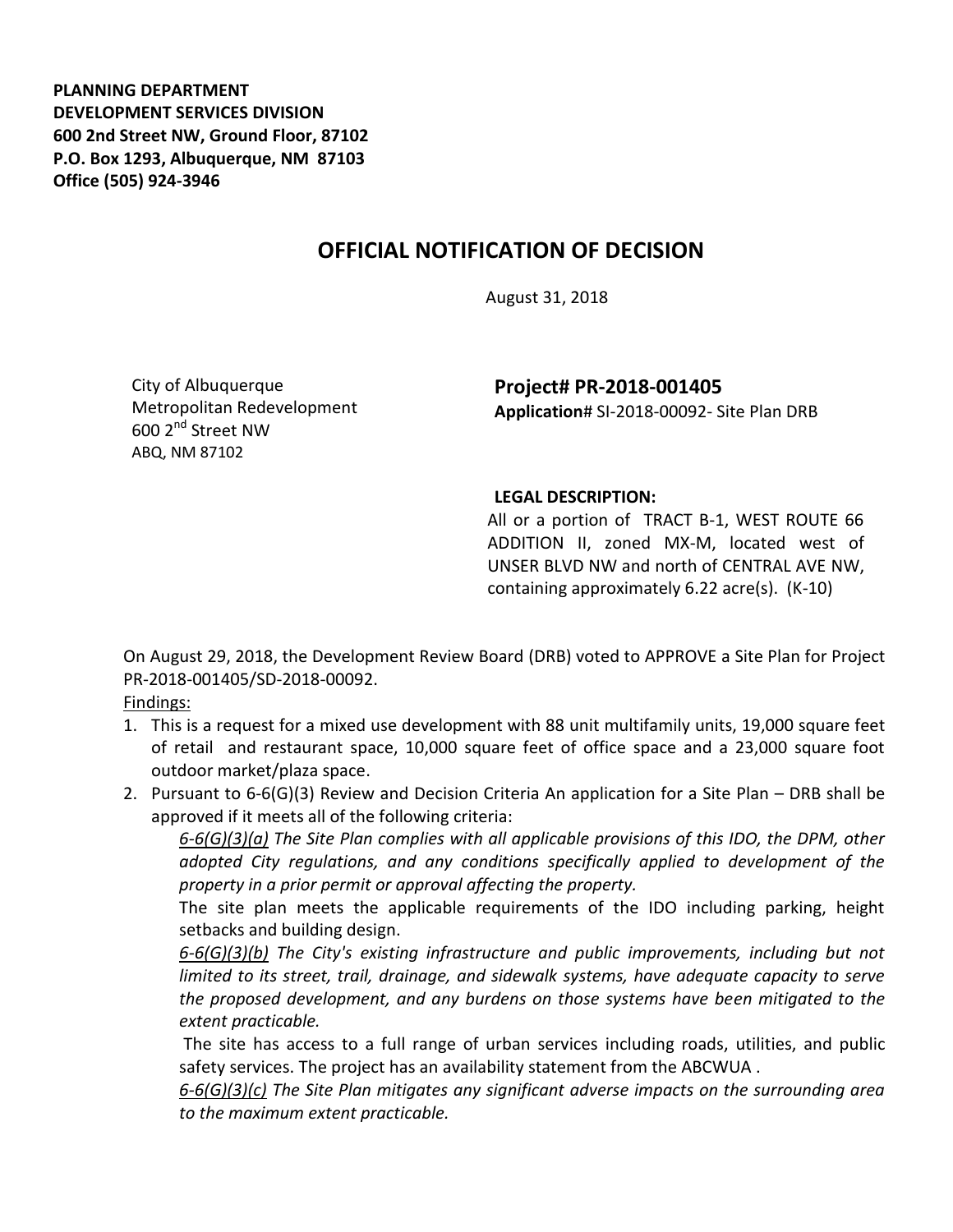**PLANNING DEPARTMENT**
**DEVELOPMENT SERVICES DIVISION**
**600 2nd Street NW, Ground Floor, 87102**
**P.O. Box 1293, Albuquerque, NM 87103**
**Office (505) 924-3946**

# OFFICIAL NOTIFICATION OF DECISION

August 31, 2018

City of Albuquerque
Metropolitan Redevelopment
600 2nd Street NW
ABQ, NM 87102

**Project# PR-2018-001405**
**Application**# SI-2018-00092- Site Plan DRB

**LEGAL DESCRIPTION:**
All or a portion of TRACT B-1, WEST ROUTE 66 ADDITION II, zoned MX-M, located west of UNSER BLVD NW and north of CENTRAL AVE NW, containing approximately 6.22 acre(s). (K-10)

On August 29, 2018, the Development Review Board (DRB) voted to APPROVE a Site Plan for Project PR-2018-001405/SD-2018-00092.

Findings:

1. This is a request for a mixed use development with 88 unit multifamily units, 19,000 square feet of retail and restaurant space, 10,000 square feet of office space and a 23,000 square foot outdoor market/plaza space.
2. Pursuant to 6-6(G)(3) Review and Decision Criteria An application for a Site Plan – DRB shall be approved if it meets all of the following criteria:

   *6-6(G)(3)(a) The Site Plan complies with all applicable provisions of this IDO, the DPM, other adopted City regulations, and any conditions specifically applied to development of the property in a prior permit or approval affecting the property.*

   The site plan meets the applicable requirements of the IDO including parking, height setbacks and building design.

   *6-6(G)(3)(b) The City's existing infrastructure and public improvements, including but not limited to its street, trail, drainage, and sidewalk systems, have adequate capacity to serve the proposed development, and any burdens on those systems have been mitigated to the extent practicable.*

   The site has access to a full range of urban services including roads, utilities, and public safety services. The project has an availability statement from the ABCWUA .

   *6-6(G)(3)(c) The Site Plan mitigates any significant adverse impacts on the surrounding area to the maximum extent practicable.*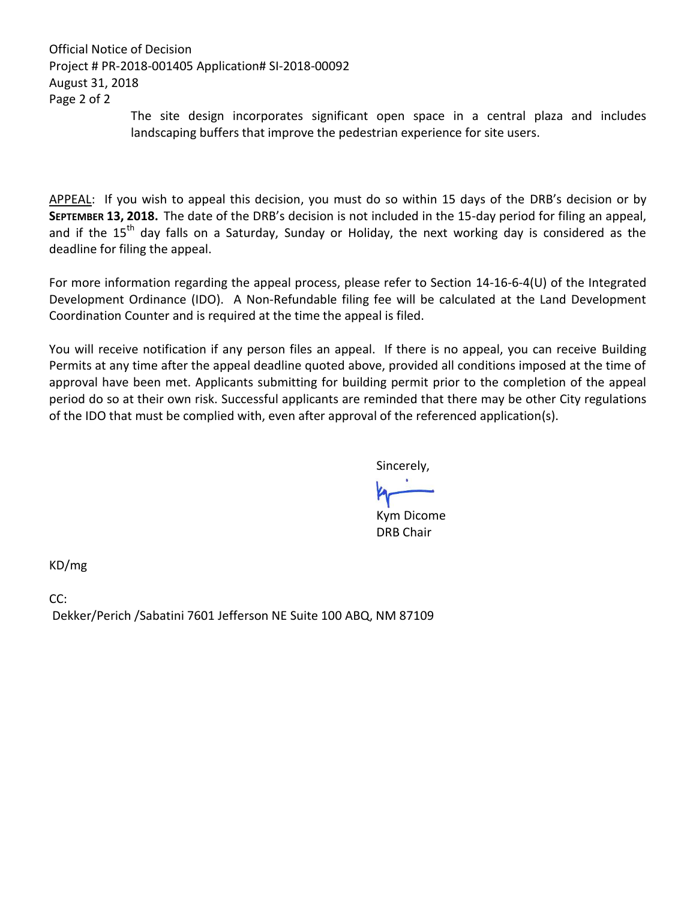The site design incorporates significant open space in a central plaza and includes landscaping buffers that improve the pedestrian experience for site users.

APPEAL: If you wish to appeal this decision, you must do so within 15 days of the DRB's decision or by **SEPTEMBER 13, 2018.** The date of the DRB's decision is not included in the 15-day period for filing an appeal, and if the 15th day falls on a Saturday, Sunday or Holiday, the next working day is considered as the deadline for filing the appeal.

For more information regarding the appeal process, please refer to Section 14-16-6-4(U) of the Integrated Development Ordinance (IDO). A Non-Refundable filing fee will be calculated at the Land Development Coordination Counter and is required at the time the appeal is filed.

You will receive notification if any person files an appeal. If there is no appeal, you can receive Building Permits at any time after the appeal deadline quoted above, provided all conditions imposed at the time of approval have been met. Applicants submitting for building permit prior to the completion of the appeal period do so at their own risk. Successful applicants are reminded that there may be other City regulations of the IDO that must be complied with, even after approval of the referenced application(s).

Sincerely,

Kym Dicome
DRB Chair

KD/mg

CC:
Dekker/Perich /Sabatini 7601 Jefferson NE Suite 100 ABQ, NM 87109